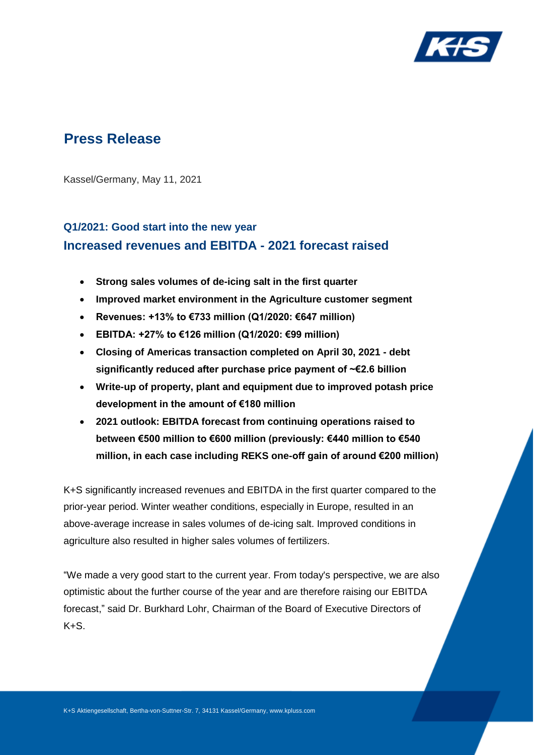# Press Release

Kassel/Germany, May 11, 2021

### Q1/2021: Good start into the new year

## Increased revenues and EBITDA - 2021 forecast raised

- **Strong sales volumes of de-icing salt in the first quarter**
- **Improved market environment in the Agriculture customer segment**
- **Revenues: +13% to €733 million (Q1/2020: €647 million)**
- **EBITDA: +27% to €126 million (Q1/2020: €99 million)**
- **Closing of Americas transaction completed on April 30, 2021 - debt significantly reduced after purchase price payment of ~€2.6 billion**
- **Write-up of property, plant and equipment due to improved potash price development in the amount of €180 million**
- **2021 outlook: EBITDA forecast from continuing operations raised to between €500 million to €600 million (previously: €440 million to €540 million, in each case including REKS one-off gain of around €200 million)**

K+S significantly increased revenues and EBITDA in the first quarter compared to the prior-year period. Winter weather conditions, especially in Europe, resulted in an above-average increase in sales volumes of de-icing salt. Improved conditions in agriculture also resulted in higher sales volumes of fertilizers.

"We made a very good start to the current year. From today's perspective, we are also optimistic about the further course of the year and are therefore raising our EBITDA forecast," said Dr. Burkhard Lohr, Chairman of the Board of Executive Directors of K+S.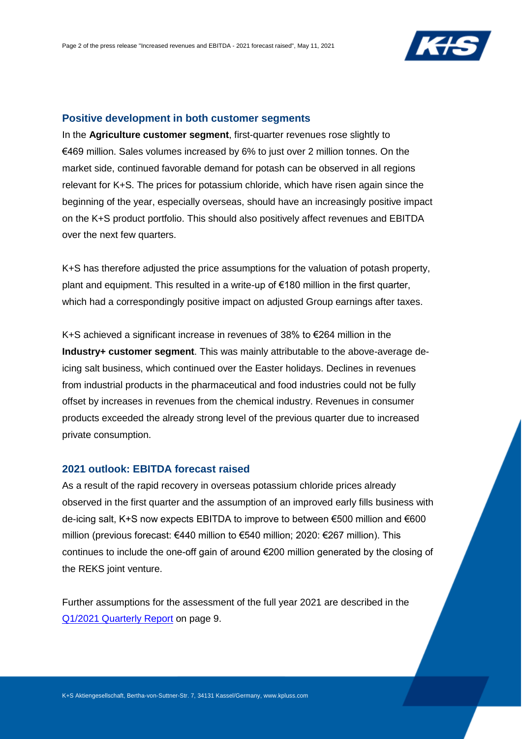## Positive development in both customer segments

In the **Agriculture customer segment**, first-quarter revenues rose slightly to €469 million. Sales volumes increased by 6% to just over 2 million tonnes. On the market side, continued favorable demand for potash can be observed in all regions relevant for K+S. The prices for potassium chloride, which have risen again since the beginning of the year, especially overseas, should have an increasingly positive impact on the K+S product portfolio. This should also positively affect revenues and EBITDA over the next few quarters.

K+S has therefore adjusted the price assumptions for the valuation of potash property, plant and equipment. This resulted in a write-up of €180 million in the first quarter, which had a correspondingly positive impact on adjusted Group earnings after taxes.

K+S achieved a significant increase in revenues of 38% to €264 million in the **Industry+ customer segment**. This was mainly attributable to the above-average de-icing salt business, which continued over the Easter holidays. Declines in revenues from industrial products in the pharmaceutical and food industries could not be fully offset by increases in revenues from the chemical industry. Revenues in consumer products exceeded the already strong level of the previous quarter due to increased private consumption.

## 2021 outlook: EBITDA forecast raised

As a result of the rapid recovery in overseas potassium chloride prices already observed in the first quarter and the assumption of an improved early fills business with de-icing salt, K+S now expects EBITDA to improve to between €500 million and €600 million (previous forecast: €440 million to €540 million; 2020: €267 million). This continues to include the one-off gain of around €200 million generated by the closing of the REKS joint venture.

Further assumptions for the assessment of the full year 2021 are described in the Q1/2021 Quarterly Report on page 9.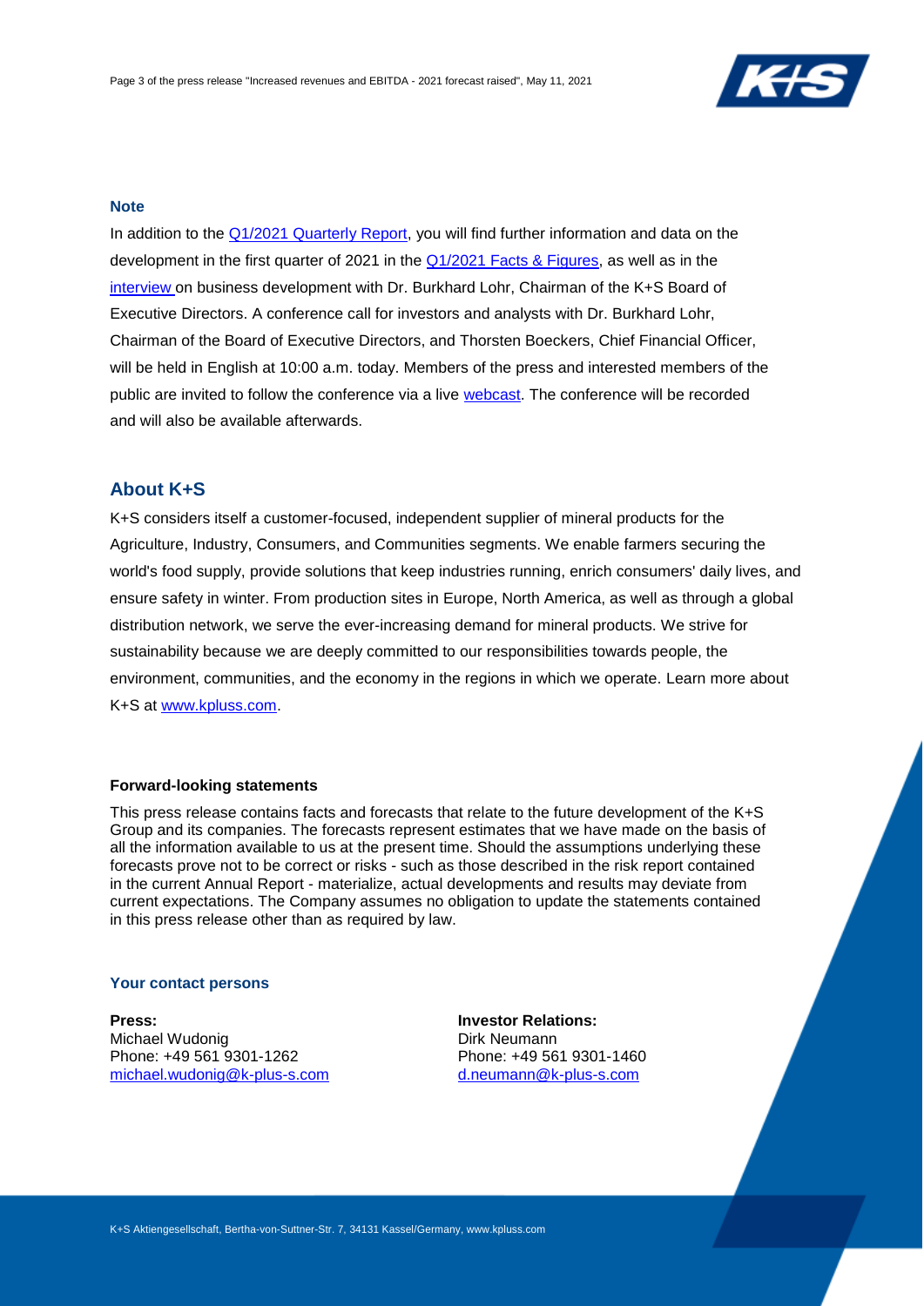**Note**

In addition to the Q1/2021 Quarterly Report, you will find further information and data on the development in the first quarter of 2021 in the Q1/2021 Facts & Figures, as well as in the interview on business development with Dr. Burkhard Lohr, Chairman of the K+S Board of Executive Directors. A conference call for investors and analysts with Dr. Burkhard Lohr, Chairman of the Board of Executive Directors, and Thorsten Boeckers, Chief Financial Officer, will be held in English at 10:00 a.m. today. Members of the press and interested members of the public are invited to follow the conference via a live webcast. The conference will be recorded and will also be available afterwards.

## About K+S

K+S considers itself a customer-focused, independent supplier of mineral products for the Agriculture, Industry, Consumers, and Communities segments. We enable farmers securing the world's food supply, provide solutions that keep industries running, enrich consumers' daily lives, and ensure safety in winter. From production sites in Europe, North America, as well as through a global distribution network, we serve the ever-increasing demand for mineral products. We strive for sustainability because we are deeply committed to our responsibilities towards people, the environment, communities, and the economy in the regions in which we operate. Learn more about K+S at www.kpluss.com.

**Forward-looking statements**

This press release contains facts and forecasts that relate to the future development of the K+S Group and its companies. The forecasts represent estimates that we have made on the basis of all the information available to us at the present time. Should the assumptions underlying these forecasts prove not to be correct or risks - such as those described in the risk report contained in the current Annual Report - materialize, actual developments and results may deviate from current expectations. The Company assumes no obligation to update the statements contained in this press release other than as required by law.

**Your contact persons**

**Press:**
Michael Wudonig
Phone: +49 561 9301-1262
michael.wudonig@k-plus-s.com

**Investor Relations:**
Dirk Neumann
Phone: +49 561 9301-1460
d.neumann@k-plus-s.com

K+S Aktiengesellschaft, Bertha-von-Suttner-Str. 7, 34131 Kassel/Germany, www.kpluss.com